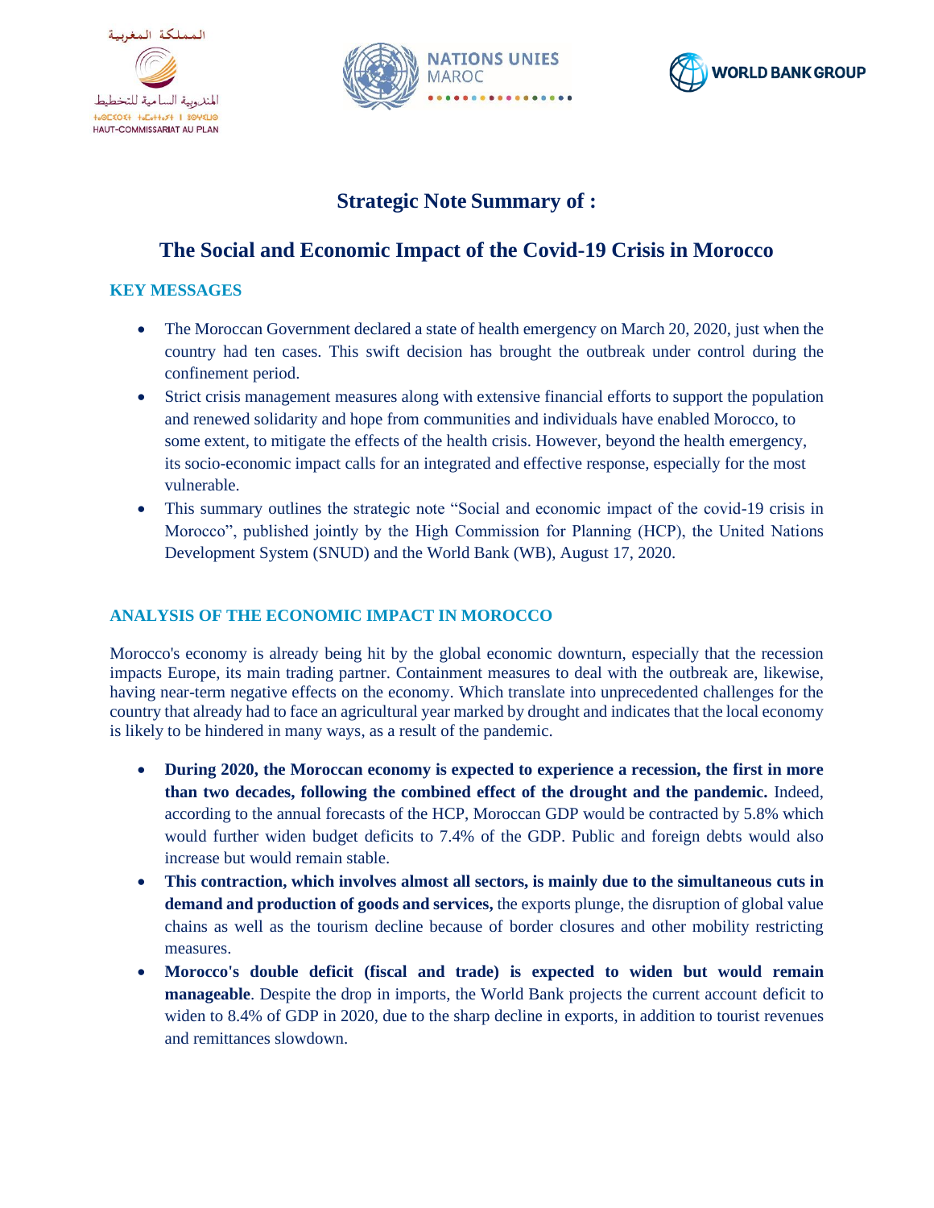# Strategic Note Summary of :

# The Social and Economic Impact of the Covid-19 Crisis in Morocco

## KEY MESSAGES

- The Moroccan Government declared a state of health emergency on March 20, 2020, just when the country had ten cases. This swift decision has brought the outbreak under control during the confinement period.
- Strict crisis management measures along with extensive financial efforts to support the population and renewed solidarity and hope from communities and individuals have enabled Morocco, to some extent, to mitigate the effects of the health crisis. However, beyond the health emergency, its socio-economic impact calls for an integrated and effective response, especially for the most vulnerable.
- This summary outlines the strategic note "Social and economic impact of the covid-19 crisis in Morocco", published jointly by the High Commission for Planning (HCP), the United Nations Development System (SNUD) and the World Bank (WB), August 17, 2020.

## ANALYSIS OF THE ECONOMIC IMPACT IN MOROCCO

Morocco's economy is already being hit by the global economic downturn, especially that the recession impacts Europe, its main trading partner. Containment measures to deal with the outbreak are, likewise, having near-term negative effects on the economy. Which translate into unprecedented challenges for the country that already had to face an agricultural year marked by drought and indicates that the local economy is likely to be hindered in many ways, as a result of the pandemic.

- **During 2020, the Moroccan economy is expected to experience a recession, the first in more than two decades, following the combined effect of the drought and the pandemic.** Indeed, according to the annual forecasts of the HCP, Moroccan GDP would be contracted by 5.8% which would further widen budget deficits to 7.4% of the GDP. Public and foreign debts would also increase but would remain stable.
- **This contraction, which involves almost all sectors, is mainly due to the simultaneous cuts in demand and production of goods and services,** the exports plunge, the disruption of global value chains as well as the tourism decline because of border closures and other mobility restricting measures.
- **Morocco's double deficit (fiscal and trade) is expected to widen but would remain manageable**. Despite the drop in imports, the World Bank projects the current account deficit to widen to 8.4% of GDP in 2020, due to the sharp decline in exports, in addition to tourist revenues and remittances slowdown.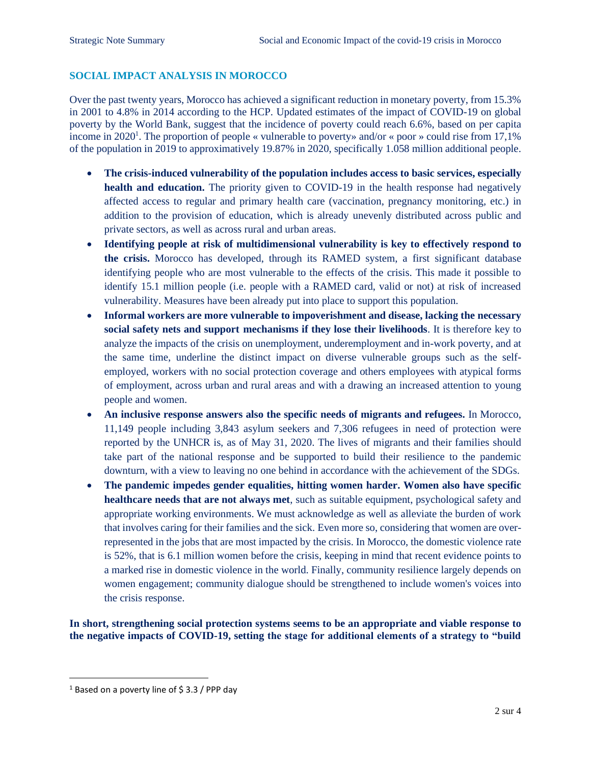## SOCIAL IMPACT ANALYSIS IN MOROCCO

Over the past twenty years, Morocco has achieved a significant reduction in monetary poverty, from 15.3% in 2001 to 4.8% in 2014 according to the HCP. Updated estimates of the impact of COVID-19 on global poverty by the World Bank, suggest that the incidence of poverty could reach 6.6%, based on per capita income in 2020[1]. The proportion of people « vulnerable to poverty» and/or « poor » could rise from 17,1% of the population in 2019 to approximatively 19.87% in 2020, specifically 1.058 million additional people.

- **The crisis-induced vulnerability of the population includes access to basic services, especially health and education.** The priority given to COVID-19 in the health response had negatively affected access to regular and primary health care (vaccination, pregnancy monitoring, etc.) in addition to the provision of education, which is already unevenly distributed across public and private sectors, as well as across rural and urban areas.
- **Identifying people at risk of multidimensional vulnerability is key to effectively respond to the crisis.** Morocco has developed, through its RAMED system, a first significant database identifying people who are most vulnerable to the effects of the crisis. This made it possible to identify 15.1 million people (i.e. people with a RAMED card, valid or not) at risk of increased vulnerability. Measures have been already put into place to support this population.
- **Informal workers are more vulnerable to impoverishment and disease, lacking the necessary social safety nets and support mechanisms if they lose their livelihoods**. It is therefore key to analyze the impacts of the crisis on unemployment, underemployment and in-work poverty, and at the same time, underline the distinct impact on diverse vulnerable groups such as the self-employed, workers with no social protection coverage and others employees with atypical forms of employment, across urban and rural areas and with a drawing an increased attention to young people and women.
- **An inclusive response answers also the specific needs of migrants and refugees.** In Morocco, 11,149 people including 3,843 asylum seekers and 7,306 refugees in need of protection were reported by the UNHCR is, as of May 31, 2020. The lives of migrants and their families should take part of the national response and be supported to build their resilience to the pandemic downturn, with a view to leaving no one behind in accordance with the achievement of the SDGs.
- **The pandemic impedes gender equalities, hitting women harder. Women also have specific healthcare needs that are not always met**, such as suitable equipment, psychological safety and appropriate working environments. We must acknowledge as well as alleviate the burden of work that involves caring for their families and the sick. Even more so, considering that women are over-represented in the jobs that are most impacted by the crisis. In Morocco, the domestic violence rate is 52%, that is 6.1 million women before the crisis, keeping in mind that recent evidence points to a marked rise in domestic violence in the world. Finally, community resilience largely depends on women engagement; community dialogue should be strengthened to include women's voices into the crisis response.

**In short, strengthening social protection systems seems to be an appropriate and viable response to the negative impacts of COVID-19, setting the stage for additional elements of a strategy to "build**

[1] Based on a poverty line of $ 3.3 / PPP day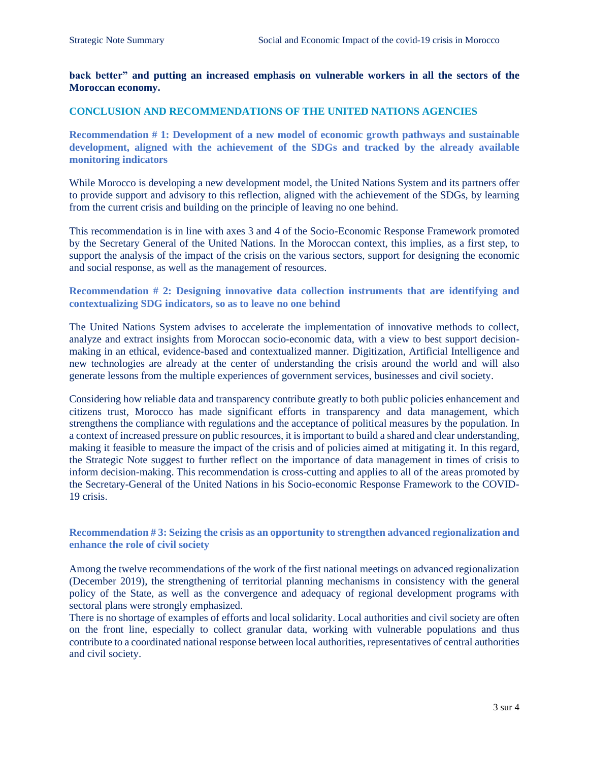**back better" and putting an increased emphasis on vulnerable workers in all the sectors of the Moroccan economy.**

## CONCLUSION AND RECOMMENDATIONS OF THE UNITED NATIONS AGENCIES

### Recommendation # 1: Development of a new model of economic growth pathways and sustainable development, aligned with the achievement of the SDGs and tracked by the already available monitoring indicators

While Morocco is developing a new development model, the United Nations System and its partners offer to provide support and advisory to this reflection, aligned with the achievement of the SDGs, by learning from the current crisis and building on the principle of leaving no one behind.

This recommendation is in line with axes 3 and 4 of the Socio-Economic Response Framework promoted by the Secretary General of the United Nations. In the Moroccan context, this implies, as a first step, to support the analysis of the impact of the crisis on the various sectors, support for designing the economic and social response, as well as the management of resources.

### Recommendation # 2: Designing innovative data collection instruments that are identifying and contextualizing SDG indicators, so as to leave no one behind

The United Nations System advises to accelerate the implementation of innovative methods to collect, analyze and extract insights from Moroccan socio-economic data, with a view to best support decision-making in an ethical, evidence-based and contextualized manner. Digitization, Artificial Intelligence and new technologies are already at the center of understanding the crisis around the world and will also generate lessons from the multiple experiences of government services, businesses and civil society.

Considering how reliable data and transparency contribute greatly to both public policies enhancement and citizens trust, Morocco has made significant efforts in transparency and data management, which strengthens the compliance with regulations and the acceptance of political measures by the population. In a context of increased pressure on public resources, it is important to build a shared and clear understanding, making it feasible to measure the impact of the crisis and of policies aimed at mitigating it. In this regard, the Strategic Note suggest to further reflect on the importance of data management in times of crisis to inform decision-making. This recommendation is cross-cutting and applies to all of the areas promoted by the Secretary-General of the United Nations in his Socio-economic Response Framework to the COVID-19 crisis.

### Recommendation # 3: Seizing the crisis as an opportunity to strengthen advanced regionalization and enhance the role of civil society

Among the twelve recommendations of the work of the first national meetings on advanced regionalization (December 2019), the strengthening of territorial planning mechanisms in consistency with the general policy of the State, as well as the convergence and adequacy of regional development programs with sectoral plans were strongly emphasized.

There is no shortage of examples of efforts and local solidarity. Local authorities and civil society are often on the front line, especially to collect granular data, working with vulnerable populations and thus contribute to a coordinated national response between local authorities, representatives of central authorities and civil society.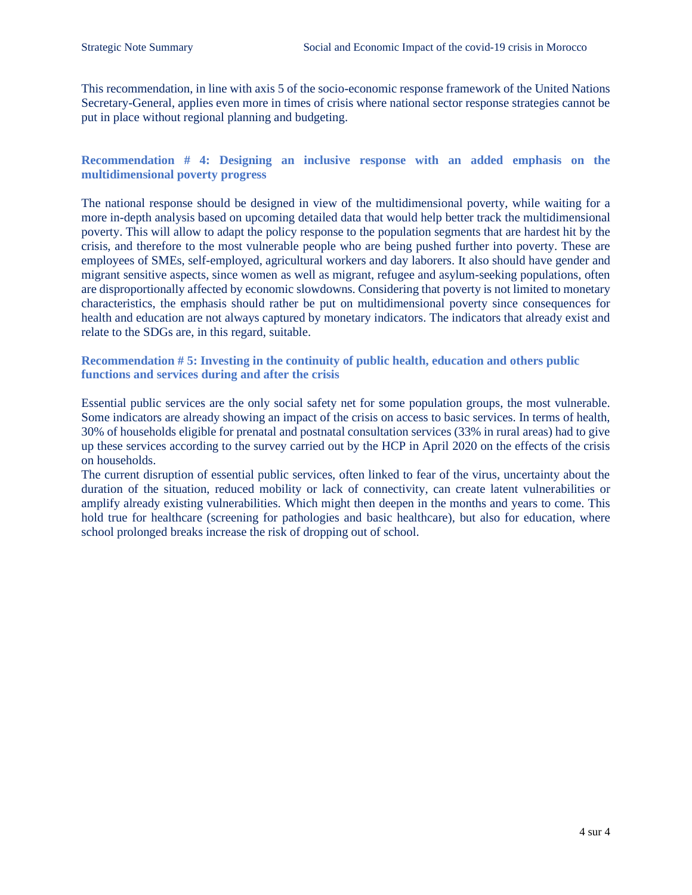This recommendation, in line with axis 5 of the socio-economic response framework of the United Nations Secretary-General, applies even more in times of crisis where national sector response strategies cannot be put in place without regional planning and budgeting.

### Recommendation # 4: Designing an inclusive response with an added emphasis on the multidimensional poverty progress

The national response should be designed in view of the multidimensional poverty, while waiting for a more in-depth analysis based on upcoming detailed data that would help better track the multidimensional poverty. This will allow to adapt the policy response to the population segments that are hardest hit by the crisis, and therefore to the most vulnerable people who are being pushed further into poverty. These are employees of SMEs, self-employed, agricultural workers and day laborers. It also should have gender and migrant sensitive aspects, since women as well as migrant, refugee and asylum-seeking populations, often are disproportionally affected by economic slowdowns. Considering that poverty is not limited to monetary characteristics, the emphasis should rather be put on multidimensional poverty since consequences for health and education are not always captured by monetary indicators. The indicators that already exist and relate to the SDGs are, in this regard, suitable.

### Recommendation # 5: Investing in the continuity of public health, education and others public functions and services during and after the crisis

Essential public services are the only social safety net for some population groups, the most vulnerable. Some indicators are already showing an impact of the crisis on access to basic services. In terms of health, 30% of households eligible for prenatal and postnatal consultation services (33% in rural areas) had to give up these services according to the survey carried out by the HCP in April 2020 on the effects of the crisis on households.

The current disruption of essential public services, often linked to fear of the virus, uncertainty about the duration of the situation, reduced mobility or lack of connectivity, can create latent vulnerabilities or amplify already existing vulnerabilities. Which might then deepen in the months and years to come. This hold true for healthcare (screening for pathologies and basic healthcare), but also for education, where school prolonged breaks increase the risk of dropping out of school.